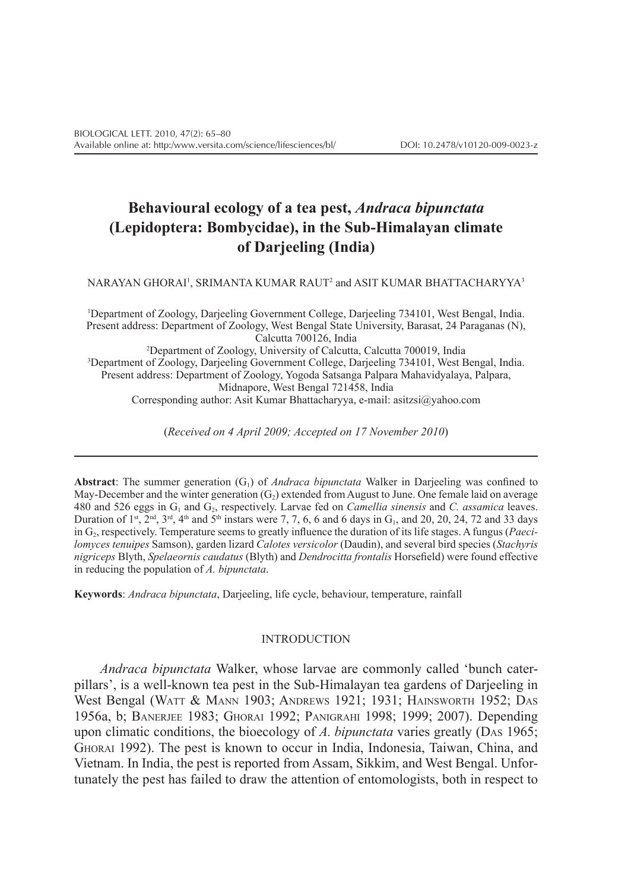# Behavioural ecology of a tea pest, *Andraca bipunctata* (Lepidoptera: Bombycidae), in the Sub-Himalayan climate of Darjeeling (India)

NARAYAN GHORAI[1], SRIMANTA KUMAR RAUT[2] and ASIT KUMAR BHATTACHARYYA[3]

[1]Department of Zoology, Darjeeling Government College, Darjeeling 734101, West Bengal, India. Present address: Department of Zoology, West Bengal State University, Barasat, 24 Paraganas (N), Calcutta 700126, India

[2]Department of Zoology, University of Calcutta, Calcutta 700019, India

[3]Department of Zoology, Darjeeling Government College, Darjeeling 734101, West Bengal, India. Present address: Department of Zoology, Yogoda Satsanga Palpara Mahavidyalaya, Palpara, Midnapore, West Bengal 721458, India

Corresponding author: Asit Kumar Bhattacharyya, e-mail: asitzsi@yahoo.com

(*Received on 4 April 2009; Accepted on 17 November 2010*)

**Abstract**: The summer generation ($G_1$) of *Andraca bipunctata* Walker in Darjeeling was confined to May-December and the winter generation ($G_2$) extended from August to June. One female laid on average 480 and 526 eggs in $G_1$ and $G_2$, respectively. Larvae fed on *Camellia sinensis* and *C. assamica* leaves. Duration of 1st, 2nd, 3rd, 4th and 5th instars were 7, 7, 6, 6 and 6 days in $G_1$, and 20, 20, 24, 72 and 33 days in $G_2$, respectively. Temperature seems to greatly influence the duration of its life stages. A fungus (*Paecilomyces tenuipes* Samson), garden lizard *Calotes versicolor* (Daudin), and several bird species (*Stachyris nigriceps* Blyth, *Spelaeornis caudatus* (Blyth) and *Dendrocitta frontalis* Horsefield) were found effective in reducing the population of *A. bipunctata*.

**Keywords**: *Andraca bipunctata*, Darjeeling, life cycle, behaviour, temperature, rainfall

## INTRODUCTION

*Andraca bipunctata* Walker, whose larvae are commonly called 'bunch caterpillars', is a well-known tea pest in the Sub-Himalayan tea gardens of Darjeeling in West Bengal (Watt & Mann 1903; Andrews 1921; 1931; Hainsworth 1952; Das 1956a, b; Banerjee 1983; Ghorai 1992; Panigrahi 1998; 1999; 2007). Depending upon climatic conditions, the bioecology of *A. bipunctata* varies greatly (Das 1965; Ghorai 1992). The pest is known to occur in India, Indonesia, Taiwan, China, and Vietnam. In India, the pest is reported from Assam, Sikkim, and West Bengal. Unfortunately the pest has failed to draw the attention of entomologists, both in respect to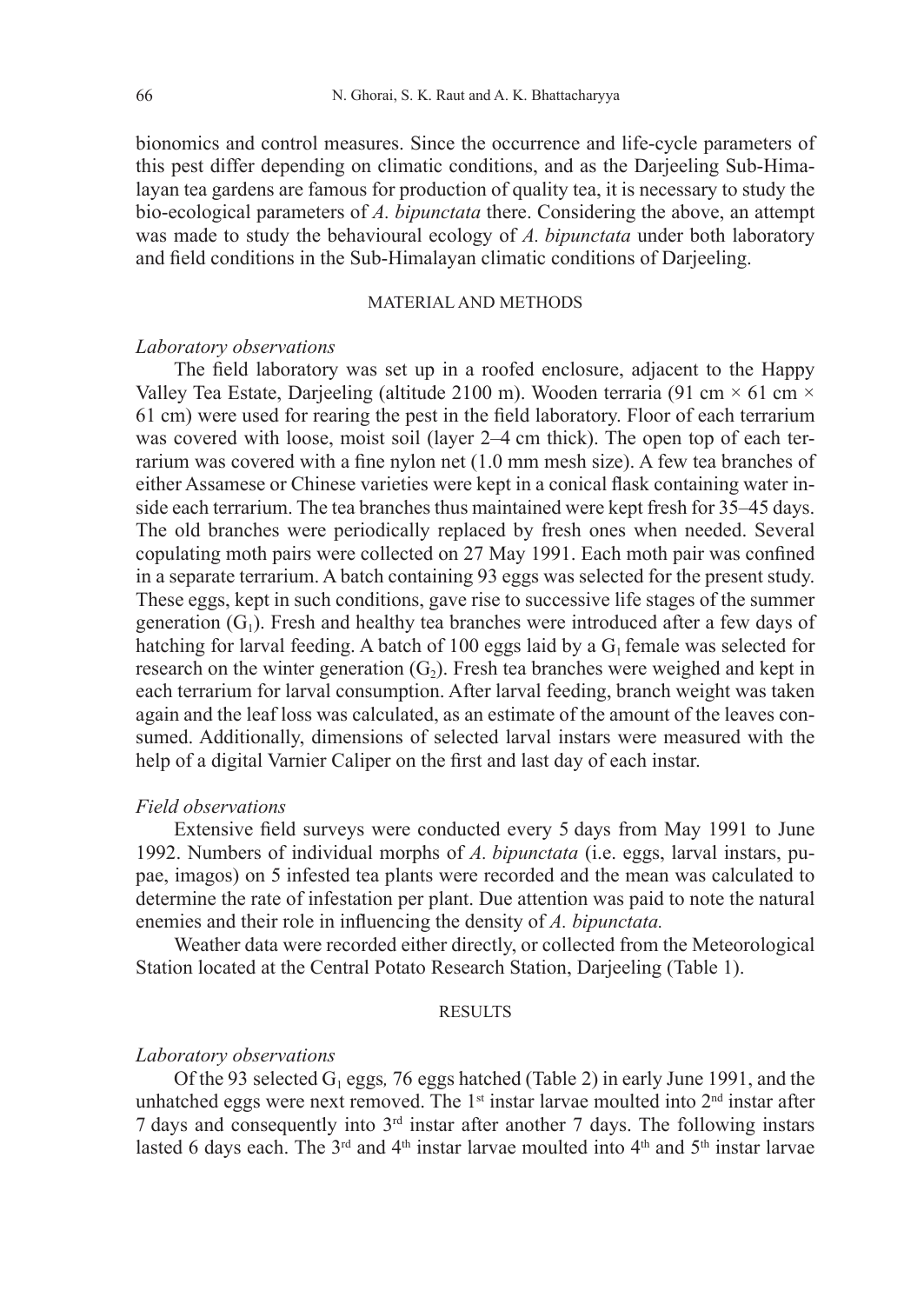bionomics and control measures. Since the occurrence and life-cycle parameters of this pest differ depending on climatic conditions, and as the Darjeeling Sub-Himalayan tea gardens are famous for production of quality tea, it is necessary to study the bio-ecological parameters of *A. bipunctata* there. Considering the above, an attempt was made to study the behavioural ecology of *A. bipunctata* under both laboratory and field conditions in the Sub-Himalayan climatic conditions of Darjeeling.

## MATERIAL AND METHODS

### *Laboratory observations*

The field laboratory was set up in a roofed enclosure, adjacent to the Happy Valley Tea Estate, Darjeeling (altitude 2100 m). Wooden terraria (91 cm × 61 cm × 61 cm) were used for rearing the pest in the field laboratory. Floor of each terrarium was covered with loose, moist soil (layer 2–4 cm thick). The open top of each terrarium was covered with a fine nylon net (1.0 mm mesh size). A few tea branches of either Assamese or Chinese varieties were kept in a conical flask containing water inside each terrarium. The tea branches thus maintained were kept fresh for 35–45 days. The old branches were periodically replaced by fresh ones when needed. Several copulating moth pairs were collected on 27 May 1991. Each moth pair was confined in a separate terrarium. A batch containing 93 eggs was selected for the present study. These eggs, kept in such conditions, gave rise to successive life stages of the summer generation ($G_1$). Fresh and healthy tea branches were introduced after a few days of hatching for larval feeding. A batch of 100 eggs laid by a $G_1$ female was selected for research on the winter generation ($G_2$). Fresh tea branches were weighed and kept in each terrarium for larval consumption. After larval feeding, branch weight was taken again and the leaf loss was calculated, as an estimate of the amount of the leaves consumed. Additionally, dimensions of selected larval instars were measured with the help of a digital Varnier Caliper on the first and last day of each instar.

### *Field observations*

Extensive field surveys were conducted every 5 days from May 1991 to June 1992. Numbers of individual morphs of *A. bipunctata* (i.e. eggs, larval instars, pupae, imagos) on 5 infested tea plants were recorded and the mean was calculated to determine the rate of infestation per plant. Due attention was paid to note the natural enemies and their role in influencing the density of *A. bipunctata.*

Weather data were recorded either directly, or collected from the Meteorological Station located at the Central Potato Research Station, Darjeeling (Table 1).

## RESULTS

### *Laboratory observations*

Of the 93 selected $G_1$ eggs*,* 76 eggs hatched (Table 2) in early June 1991, and the unhatched eggs were next removed. The 1st instar larvae moulted into 2nd instar after 7 days and consequently into 3rd instar after another 7 days. The following instars lasted 6 days each. The 3rd and 4th instar larvae moulted into 4th and 5th instar larvae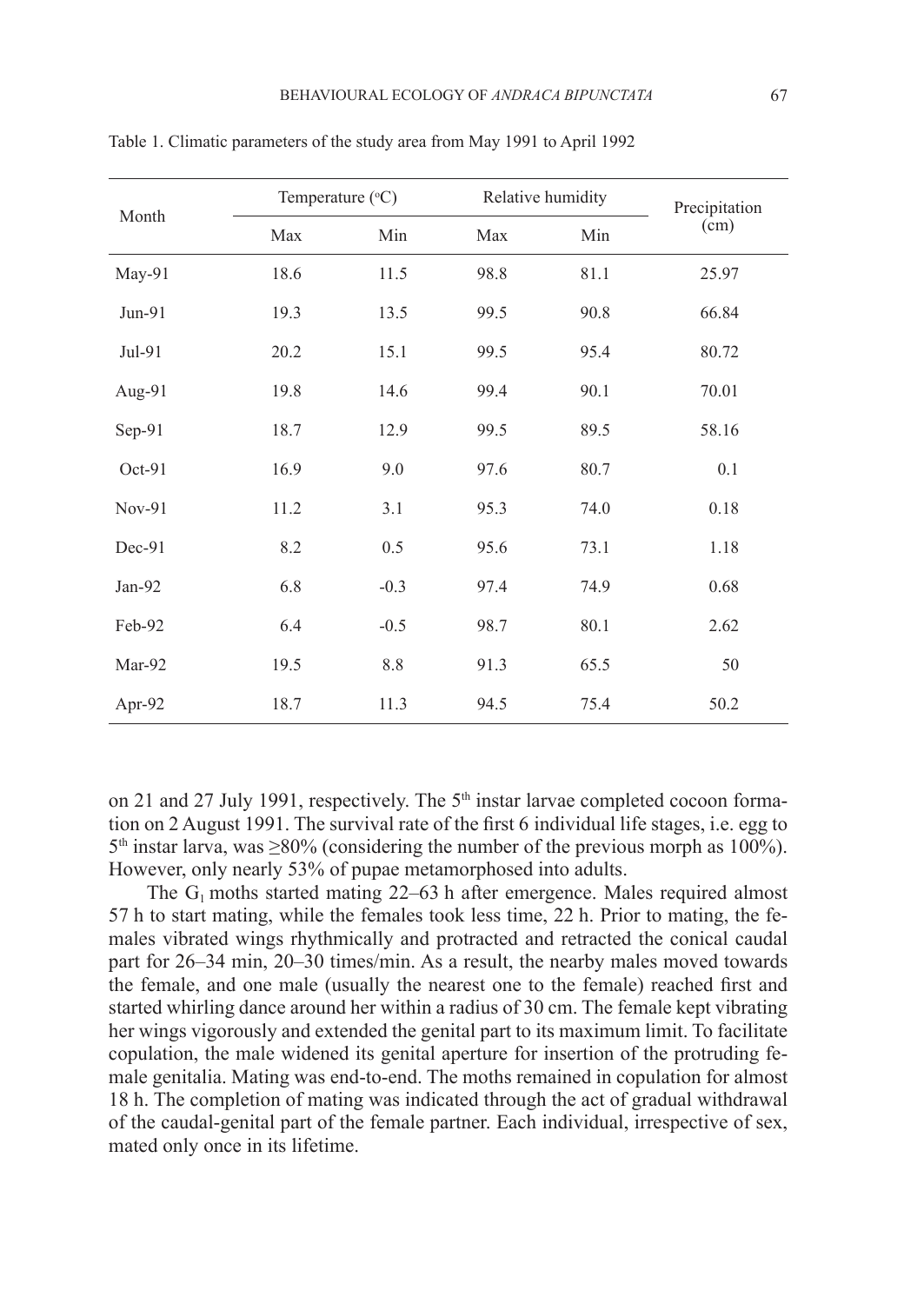Table 1. Climatic parameters of the study area from May 1991 to April 1992

| Month | Temperature (°C) | | Relative humidity | | Precipitation (cm) |
|---|---|---|---|---|---|
| | Max | Min | Max | Min | |
| May-91 | 18.6 | 11.5 | 98.8 | 81.1 | 25.97 |
| Jun-91 | 19.3 | 13.5 | 99.5 | 90.8 | 66.84 |
| Jul-91 | 20.2 | 15.1 | 99.5 | 95.4 | 80.72 |
| Aug-91 | 19.8 | 14.6 | 99.4 | 90.1 | 70.01 |
| Sep-91 | 18.7 | 12.9 | 99.5 | 89.5 | 58.16 |
| Oct-91 | 16.9 | 9.0 | 97.6 | 80.7 | 0.1 |
| Nov-91 | 11.2 | 3.1 | 95.3 | 74.0 | 0.18 |
| Dec-91 | 8.2 | 0.5 | 95.6 | 73.1 | 1.18 |
| Jan-92 | 6.8 | -0.3 | 97.4 | 74.9 | 0.68 |
| Feb-92 | 6.4 | -0.5 | 98.7 | 80.1 | 2.62 |
| Mar-92 | 19.5 | 8.8 | 91.3 | 65.5 | 50 |
| Apr-92 | 18.7 | 11.3 | 94.5 | 75.4 | 50.2 |

on 21 and 27 July 1991, respectively. The 5th instar larvae completed cocoon formation on 2 August 1991. The survival rate of the first 6 individual life stages, i.e. egg to 5th instar larva, was ≥80% (considering the number of the previous morph as 100%). However, only nearly 53% of pupae metamorphosed into adults.

The $G_1$ moths started mating 22–63 h after emergence. Males required almost 57 h to start mating, while the females took less time, 22 h. Prior to mating, the females vibrated wings rhythmically and protracted and retracted the conical caudal part for 26–34 min, 20–30 times/min. As a result, the nearby males moved towards the female, and one male (usually the nearest one to the female) reached first and started whirling dance around her within a radius of 30 cm. The female kept vibrating her wings vigorously and extended the genital part to its maximum limit. To facilitate copulation, the male widened its genital aperture for insertion of the protruding female genitalia. Mating was end-to-end. The moths remained in copulation for almost 18 h. The completion of mating was indicated through the act of gradual withdrawal of the caudal-genital part of the female partner. Each individual, irrespective of sex, mated only once in its lifetime.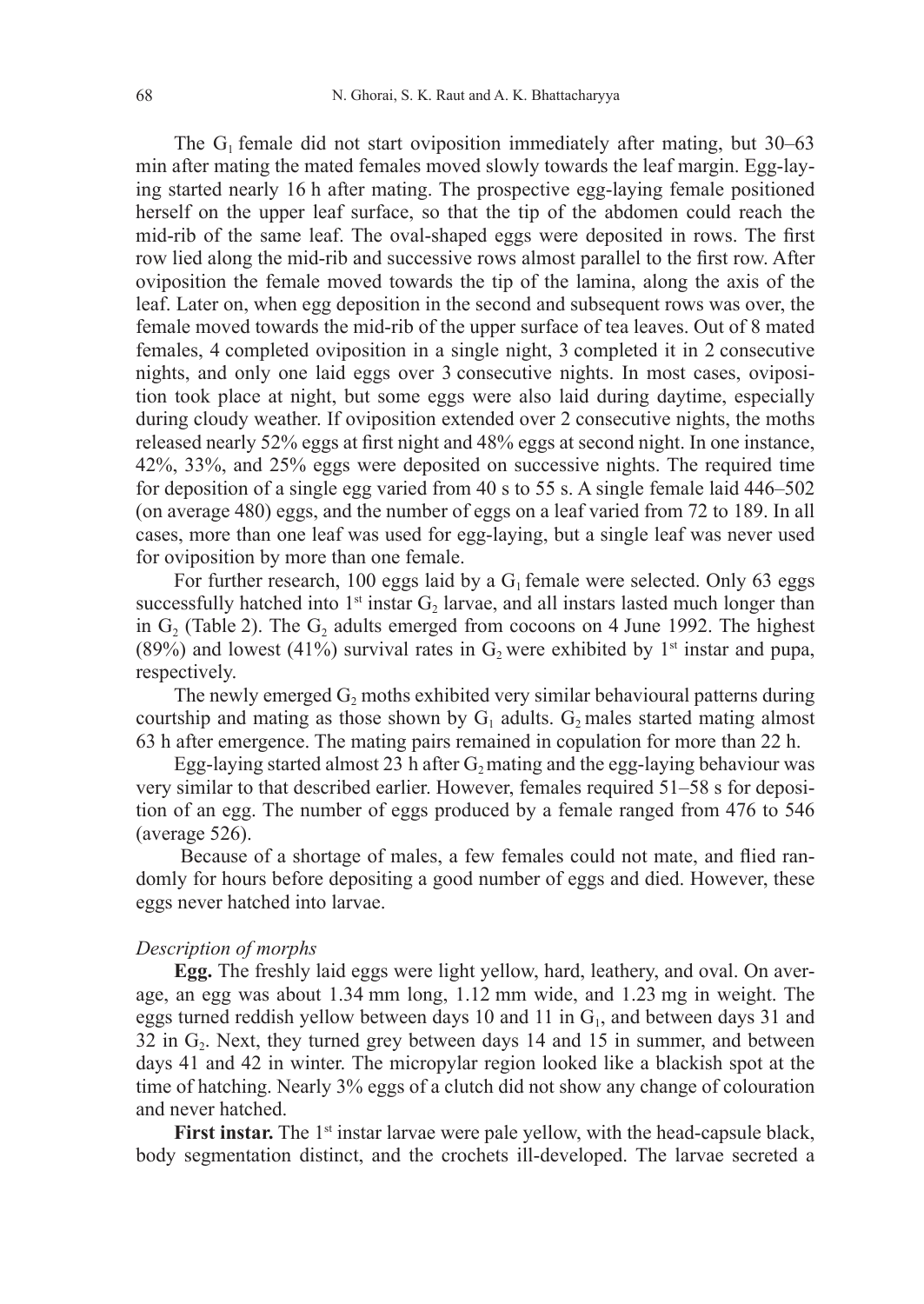The $G_1$ female did not start oviposition immediately after mating, but 30–63 min after mating the mated females moved slowly towards the leaf margin. Egg-laying started nearly 16 h after mating. The prospective egg-laying female positioned herself on the upper leaf surface, so that the tip of the abdomen could reach the mid-rib of the same leaf. The oval-shaped eggs were deposited in rows. The first row lied along the mid-rib and successive rows almost parallel to the first row. After oviposition the female moved towards the tip of the lamina, along the axis of the leaf. Later on, when egg deposition in the second and subsequent rows was over, the female moved towards the mid-rib of the upper surface of tea leaves. Out of 8 mated females, 4 completed oviposition in a single night, 3 completed it in 2 consecutive nights, and only one laid eggs over 3 consecutive nights. In most cases, oviposition took place at night, but some eggs were also laid during daytime, especially during cloudy weather. If oviposition extended over 2 consecutive nights, the moths released nearly 52% eggs at first night and 48% eggs at second night. In one instance, 42%, 33%, and 25% eggs were deposited on successive nights. The required time for deposition of a single egg varied from 40 s to 55 s. A single female laid 446–502 (on average 480) eggs, and the number of eggs on a leaf varied from 72 to 189. In all cases, more than one leaf was used for egg-laying, but a single leaf was never used for oviposition by more than one female.

For further research, 100 eggs laid by a $G_1$ female were selected. Only 63 eggs successfully hatched into 1st instar $G_2$ larvae, and all instars lasted much longer than in $G_2$ (Table 2). The $G_2$ adults emerged from cocoons on 4 June 1992. The highest (89%) and lowest (41%) survival rates in $G_2$ were exhibited by 1st instar and pupa, respectively.

The newly emerged $G_2$ moths exhibited very similar behavioural patterns during courtship and mating as those shown by $G_1$ adults. $G_2$ males started mating almost 63 h after emergence. The mating pairs remained in copulation for more than 22 h.

Egg-laying started almost 23 h after $G_2$ mating and the egg-laying behaviour was very similar to that described earlier. However, females required 51–58 s for deposition of an egg. The number of eggs produced by a female ranged from 476 to 546 (average 526).

Because of a shortage of males, a few females could not mate, and flied randomly for hours before depositing a good number of eggs and died. However, these eggs never hatched into larvae.

*Description of morphs*

**Egg.** The freshly laid eggs were light yellow, hard, leathery, and oval. On average, an egg was about 1.34 mm long, 1.12 mm wide, and 1.23 mg in weight. The eggs turned reddish yellow between days 10 and 11 in $G_1$, and between days 31 and 32 in $G_2$. Next, they turned grey between days 14 and 15 in summer, and between days 41 and 42 in winter. The micropylar region looked like a blackish spot at the time of hatching. Nearly 3% eggs of a clutch did not show any change of colouration and never hatched.

**First instar.** The 1st instar larvae were pale yellow, with the head-capsule black, body segmentation distinct, and the crochets ill-developed. The larvae secreted a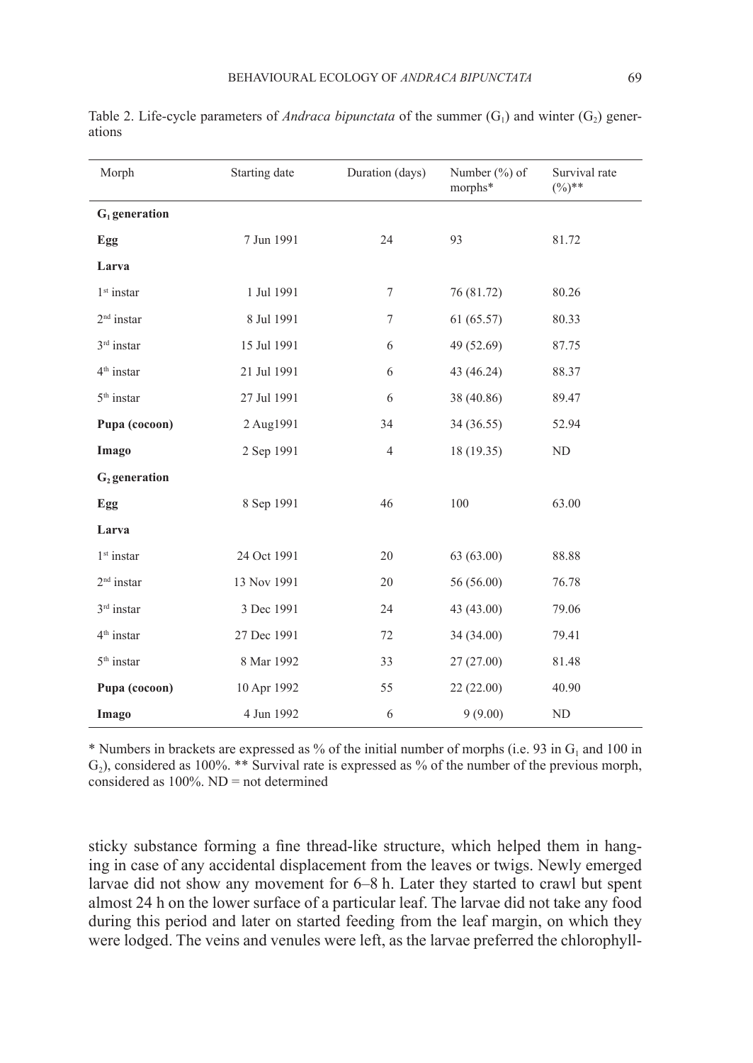Table 2. Life-cycle parameters of *Andraca bipunctata* of the summer ($G_1$) and winter ($G_2$) generations

| Morph | Starting date | Duration (days) | Number (%) of morphs* | Survival rate (%)** |
|---|---|---|---|---|
| **$G_1$ generation** | | | | |
| **Egg** | 7 Jun 1991 | 24 | 93 | 81.72 |
| **Larva** | | | | |
| 1st instar | 1 Jul 1991 | 7 | 76 (81.72) | 80.26 |
| 2nd instar | 8 Jul 1991 | 7 | 61 (65.57) | 80.33 |
| 3rd instar | 15 Jul 1991 | 6 | 49 (52.69) | 87.75 |
| 4th instar | 21 Jul 1991 | 6 | 43 (46.24) | 88.37 |
| 5th instar | 27 Jul 1991 | 6 | 38 (40.86) | 89.47 |
| **Pupa (cocoon)** | 2 Aug1991 | 34 | 34 (36.55) | 52.94 |
| **Imago** | 2 Sep 1991 | 4 | 18 (19.35) | ND |
| **$G_2$ generation** | | | | |
| **Egg** | 8 Sep 1991 | 46 | 100 | 63.00 |
| **Larva** | | | | |
| 1st instar | 24 Oct 1991 | 20 | 63 (63.00) | 88.88 |
| 2nd instar | 13 Nov 1991 | 20 | 56 (56.00) | 76.78 |
| 3rd instar | 3 Dec 1991 | 24 | 43 (43.00) | 79.06 |
| 4th instar | 27 Dec 1991 | 72 | 34 (34.00) | 79.41 |
| 5th instar | 8 Mar 1992 | 33 | 27 (27.00) | 81.48 |
| **Pupa (cocoon)** | 10 Apr 1992 | 55 | 22 (22.00) | 40.90 |
| **Imago** | 4 Jun 1992 | 6 | 9 (9.00) | ND |

\* Numbers in brackets are expressed as % of the initial number of morphs (i.e. 93 in $G_1$ and 100 in $G_2$), considered as 100%. ** Survival rate is expressed as % of the number of the previous morph, considered as 100%. ND = not determined

sticky substance forming a fine thread-like structure, which helped them in hanging in case of any accidental displacement from the leaves or twigs. Newly emerged larvae did not show any movement for 6–8 h. Later they started to crawl but spent almost 24 h on the lower surface of a particular leaf. The larvae did not take any food during this period and later on started feeding from the leaf margin, on which they were lodged. The veins and venules were left, as the larvae preferred the chlorophyll-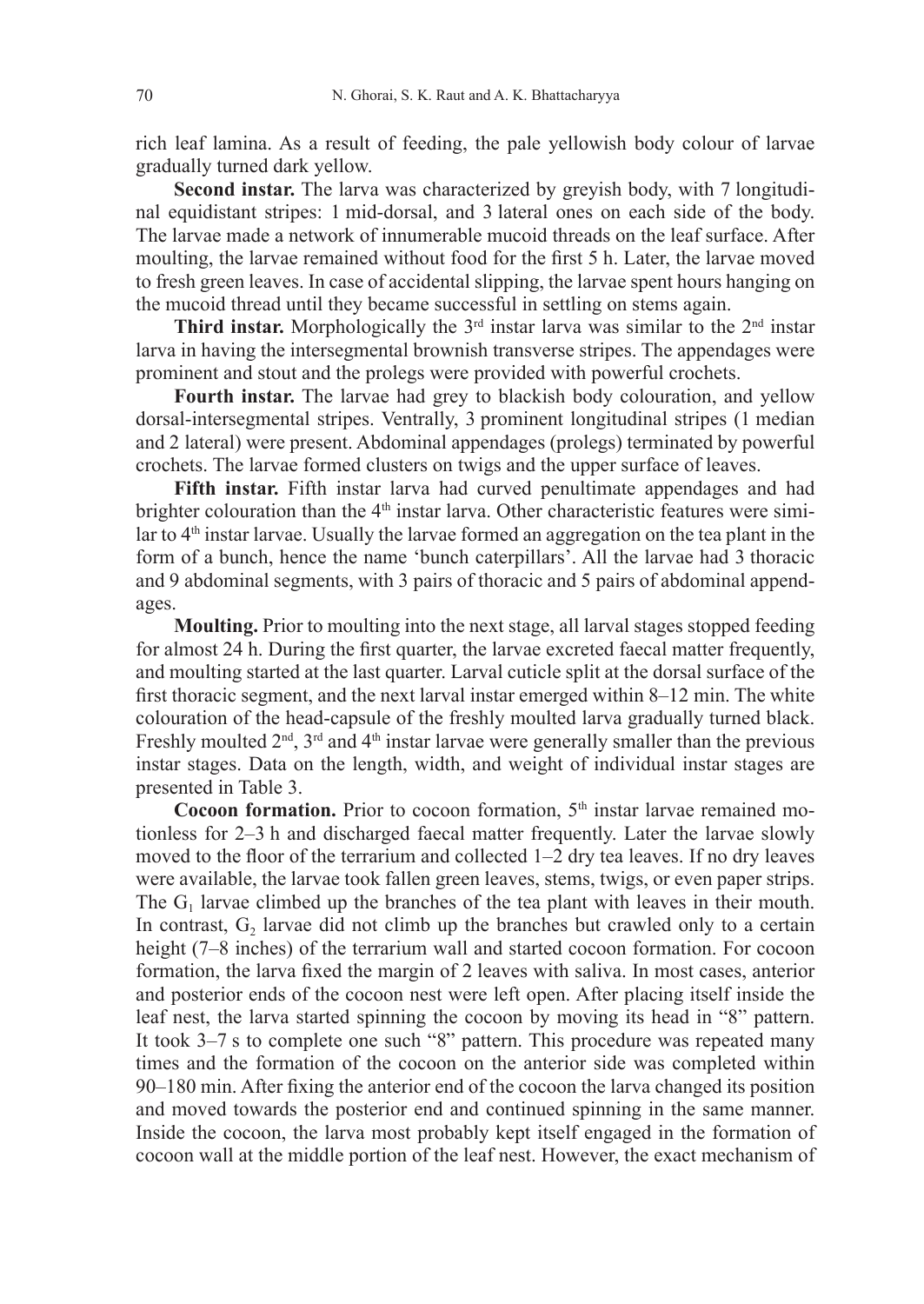rich leaf lamina. As a result of feeding, the pale yellowish body colour of larvae gradually turned dark yellow.

**Second instar.** The larva was characterized by greyish body, with 7 longitudinal equidistant stripes: 1 mid-dorsal, and 3 lateral ones on each side of the body. The larvae made a network of innumerable mucoid threads on the leaf surface. After moulting, the larvae remained without food for the first 5 h. Later, the larvae moved to fresh green leaves. In case of accidental slipping, the larvae spent hours hanging on the mucoid thread until they became successful in settling on stems again.

**Third instar.** Morphologically the 3rd instar larva was similar to the 2nd instar larva in having the intersegmental brownish transverse stripes. The appendages were prominent and stout and the prolegs were provided with powerful crochets.

**Fourth instar.** The larvae had grey to blackish body colouration, and yellow dorsal-intersegmental stripes. Ventrally, 3 prominent longitudinal stripes (1 median and 2 lateral) were present. Abdominal appendages (prolegs) terminated by powerful crochets. The larvae formed clusters on twigs and the upper surface of leaves.

**Fifth instar.** Fifth instar larva had curved penultimate appendages and had brighter colouration than the 4th instar larva. Other characteristic features were similar to 4th instar larvae. Usually the larvae formed an aggregation on the tea plant in the form of a bunch, hence the name 'bunch caterpillars'. All the larvae had 3 thoracic and 9 abdominal segments, with 3 pairs of thoracic and 5 pairs of abdominal appendages.

**Moulting.** Prior to moulting into the next stage, all larval stages stopped feeding for almost 24 h. During the first quarter, the larvae excreted faecal matter frequently, and moulting started at the last quarter. Larval cuticle split at the dorsal surface of the first thoracic segment, and the next larval instar emerged within 8–12 min. The white colouration of the head-capsule of the freshly moulted larva gradually turned black. Freshly moulted 2nd, 3rd and 4th instar larvae were generally smaller than the previous instar stages. Data on the length, width, and weight of individual instar stages are presented in Table 3.

**Cocoon formation.** Prior to cocoon formation, 5th instar larvae remained motionless for 2–3 h and discharged faecal matter frequently. Later the larvae slowly moved to the floor of the terrarium and collected 1–2 dry tea leaves. If no dry leaves were available, the larvae took fallen green leaves, stems, twigs, or even paper strips. The $G_1$ larvae climbed up the branches of the tea plant with leaves in their mouth. In contrast, $G_2$ larvae did not climb up the branches but crawled only to a certain height (7–8 inches) of the terrarium wall and started cocoon formation. For cocoon formation, the larva fixed the margin of 2 leaves with saliva. In most cases, anterior and posterior ends of the cocoon nest were left open. After placing itself inside the leaf nest, the larva started spinning the cocoon by moving its head in "8" pattern. It took 3–7 s to complete one such "8" pattern. This procedure was repeated many times and the formation of the cocoon on the anterior side was completed within 90–180 min. After fixing the anterior end of the cocoon the larva changed its position and moved towards the posterior end and continued spinning in the same manner. Inside the cocoon, the larva most probably kept itself engaged in the formation of cocoon wall at the middle portion of the leaf nest. However, the exact mechanism of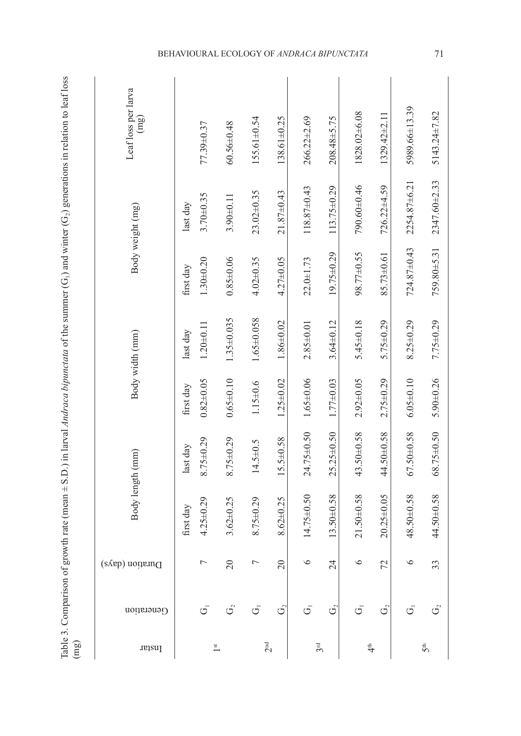Table 3. Comparison of growth rate (mean ± S.D.) in larval *Andraca bipunctata* of the summer ($G_1$) and winter ($G_2$) generations in relation to leaf loss (mg)

| Instar | Generation | Duration (days) | Body length (mm) | | Body width (mm) | | Body weight (mg) | | Leaf loss per larva (mg) |
|---|---|---|---|---|---|---|---|---|---|
| | | | first day | last day | first day | last day | first day | last day | |
| 1st | $G_1$ | 7 | 4.25±0.29 | 8.75±0.29 | 0.82±0.05 | 1.20±0.11 | 1.30±0.20 | 3.70±0.35 | 77.39±0.37 |
| | $G_2$ | 20 | 3.62±0.25 | 8.75±0.29 | 0.65±0.10 | 1.35±0.035 | 0.85±0.06 | 3.90±0.11 | 60.56±0.48 |
| 2nd | $G_1$ | 7 | 8.75±0.29 | 14.5±0.5 | 1.15±0.6 | 1.65±0.058 | 4.02±0.35 | 23.02±0.35 | 155.61±0.54 |
| | $G_2$ | 20 | 8.62±0.25 | 15.5±0.58 | 1.25±0.02 | 1.86±0.02 | 4.27±0.05 | 21.87±0.43 | 138.61±0.25 |
| 3rd | $G_1$ | 6 | 14.75±0.50 | 24.75±0.50 | 1.65±0.06 | 2.85±0.01 | 22.0±1.73 | 118.87±0.43 | 266.22±2.69 |
| | $G_2$ | 24 | 13.50±0.58 | 25.25±0.50 | 1.77±0.03 | 3.64±0.12 | 19.75±0.29 | 113.75±0.29 | 208.48±5.75 |
| 4th | $G_1$ | 6 | 21.50±0.58 | 43.50±0.58 | 2.92±0.05 | 5.45±0.18 | 98.77±0.55 | 790.60±0.46 | 1828.02±6.08 |
| | $G_2$ | 72 | 20.25±0.05 | 44.50±0.58 | 2.75±0.29 | 5.75±0.29 | 85.73±0.61 | 726.22±4.59 | 1329.42±2.11 |
| 5th | $G_1$ | 6 | 48.50±0.58 | 67.50±0.58 | 6.05±0.10 | 8.25±0.29 | 724.87±0.43 | 2254.87±6.21 | 5989.66±13.39 |
| | $G_2$ | 33 | 44.50±0.58 | 68.75±0.50 | 5.90±0.26 | 7.75±0.29 | 759.80±5.31 | 2347.60±2.33 | 5143.24±7.82 |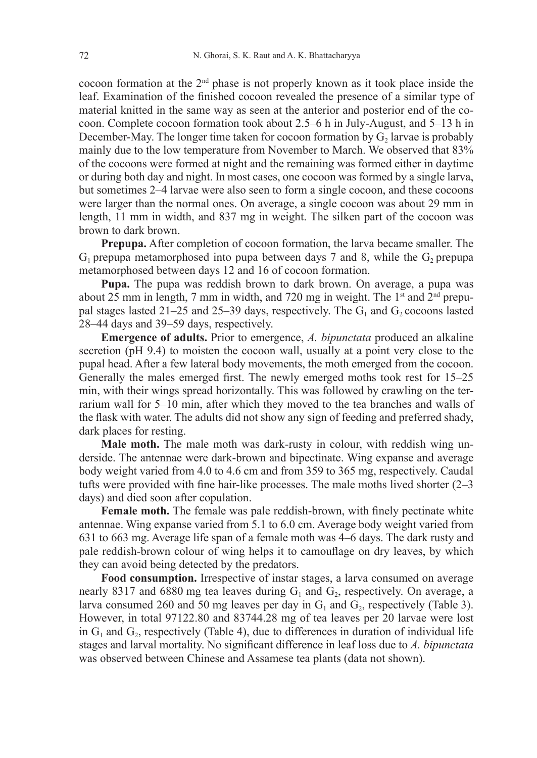cocoon formation at the 2nd phase is not properly known as it took place inside the leaf. Examination of the finished cocoon revealed the presence of a similar type of material knitted in the same way as seen at the anterior and posterior end of the cocoon. Complete cocoon formation took about 2.5–6 h in July-August, and 5–13 h in December-May. The longer time taken for cocoon formation by $G_2$ larvae is probably mainly due to the low temperature from November to March. We observed that 83% of the cocoons were formed at night and the remaining was formed either in daytime or during both day and night. In most cases, one cocoon was formed by a single larva, but sometimes 2–4 larvae were also seen to form a single cocoon, and these cocoons were larger than the normal ones. On average, a single cocoon was about 29 mm in length, 11 mm in width, and 837 mg in weight. The silken part of the cocoon was brown to dark brown.

**Prepupa.** After completion of cocoon formation, the larva became smaller. The $G_1$ prepupa metamorphosed into pupa between days 7 and 8, while the $G_2$ prepupa metamorphosed between days 12 and 16 of cocoon formation.

**Pupa.** The pupa was reddish brown to dark brown. On average, a pupa was about 25 mm in length, 7 mm in width, and 720 mg in weight. The 1st and 2nd prepupal stages lasted 21–25 and 25–39 days, respectively. The $G_1$ and $G_2$ cocoons lasted 28–44 days and 39–59 days, respectively.

**Emergence of adults.** Prior to emergence, *A. bipunctata* produced an alkaline secretion (pH 9.4) to moisten the cocoon wall, usually at a point very close to the pupal head. After a few lateral body movements, the moth emerged from the cocoon. Generally the males emerged first. The newly emerged moths took rest for 15–25 min, with their wings spread horizontally. This was followed by crawling on the terrarium wall for 5–10 min, after which they moved to the tea branches and walls of the flask with water. The adults did not show any sign of feeding and preferred shady, dark places for resting.

**Male moth.** The male moth was dark-rusty in colour, with reddish wing underside. The antennae were dark-brown and bipectinate. Wing expanse and average body weight varied from 4.0 to 4.6 cm and from 359 to 365 mg, respectively. Caudal tufts were provided with fine hair-like processes. The male moths lived shorter (2–3 days) and died soon after copulation.

**Female moth.** The female was pale reddish-brown, with finely pectinate white antennae. Wing expanse varied from 5.1 to 6.0 cm. Average body weight varied from 631 to 663 mg. Average life span of a female moth was 4–6 days. The dark rusty and pale reddish-brown colour of wing helps it to camouflage on dry leaves, by which they can avoid being detected by the predators.

**Food consumption.** Irrespective of instar stages, a larva consumed on average nearly 8317 and 6880 mg tea leaves during $G_1$ and $G_2$, respectively. On average, a larva consumed 260 and 50 mg leaves per day in $G_1$ and $G_2$, respectively (Table 3). However, in total 97122.80 and 83744.28 mg of tea leaves per 20 larvae were lost in $G_1$ and $G_2$, respectively (Table 4), due to differences in duration of individual life stages and larval mortality. No significant difference in leaf loss due to *A. bipunctata* was observed between Chinese and Assamese tea plants (data not shown).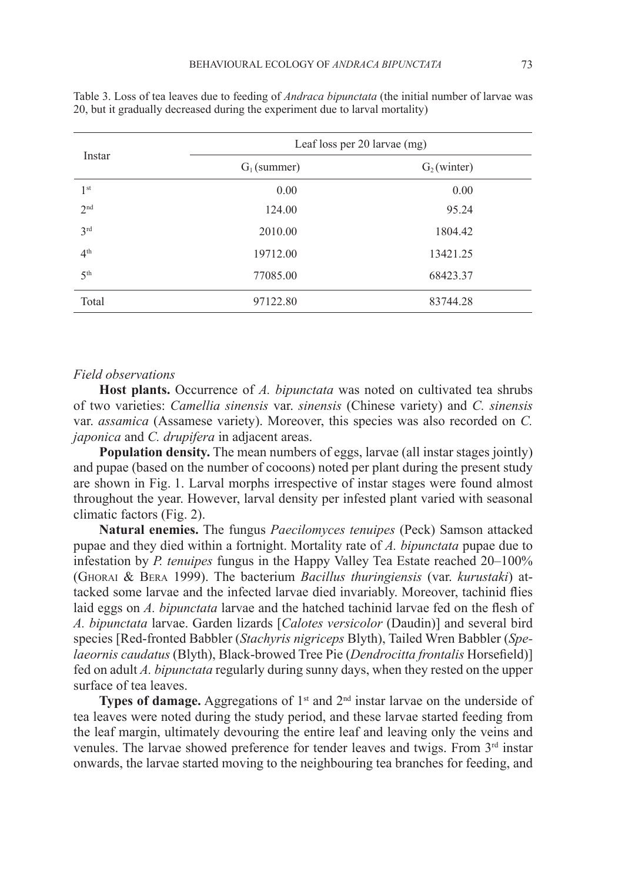Table 3. Loss of tea leaves due to feeding of *Andraca bipunctata* (the initial number of larvae was 20, but it gradually decreased during the experiment due to larval mortality)

| Instar | Leaf loss per 20 larvae (mg) | |
|---|---|---|
| | $G_1$ (summer) | $G_2$ (winter) |
| 1st | 0.00 | 0.00 |
| 2nd | 124.00 | 95.24 |
| 3rd | 2010.00 | 1804.42 |
| 4th | 19712.00 | 13421.25 |
| 5th | 77085.00 | 68423.37 |
| Total | 97122.80 | 83744.28 |

*Field observations*

**Host plants.** Occurrence of *A. bipunctata* was noted on cultivated tea shrubs of two varieties: *Camellia sinensis* var. *sinensis* (Chinese variety) and *C. sinensis* var. *assamica* (Assamese variety). Moreover, this species was also recorded on *C. japonica* and *C. drupifera* in adjacent areas.

**Population density.** The mean numbers of eggs, larvae (all instar stages jointly) and pupae (based on the number of cocoons) noted per plant during the present study are shown in Fig. 1. Larval morphs irrespective of instar stages were found almost throughout the year. However, larval density per infested plant varied with seasonal climatic factors (Fig. 2).

**Natural enemies.** The fungus *Paecilomyces tenuipes* (Peck) Samson attacked pupae and they died within a fortnight. Mortality rate of *A. bipunctata* pupae due to infestation by *P. tenuipes* fungus in the Happy Valley Tea Estate reached 20–100% (Ghorai & Bera 1999). The bacterium *Bacillus thuringiensis* (var. *kurustaki*) attacked some larvae and the infected larvae died invariably. Moreover, tachinid flies laid eggs on *A. bipunctata* larvae and the hatched tachinid larvae fed on the flesh of *A. bipunctata* larvae. Garden lizards [*Calotes versicolor* (Daudin)] and several bird species [Red-fronted Babbler (*Stachyris nigriceps* Blyth), Tailed Wren Babbler (*Spelaeornis caudatus* (Blyth), Black-browed Tree Pie (*Dendrocitta frontalis* Horsefield)] fed on adult *A. bipunctata* regularly during sunny days, when they rested on the upper surface of tea leaves.

**Types of damage.** Aggregations of 1st and 2nd instar larvae on the underside of tea leaves were noted during the study period, and these larvae started feeding from the leaf margin, ultimately devouring the entire leaf and leaving only the veins and venules. The larvae showed preference for tender leaves and twigs. From 3rd instar onwards, the larvae started moving to the neighbouring tea branches for feeding, and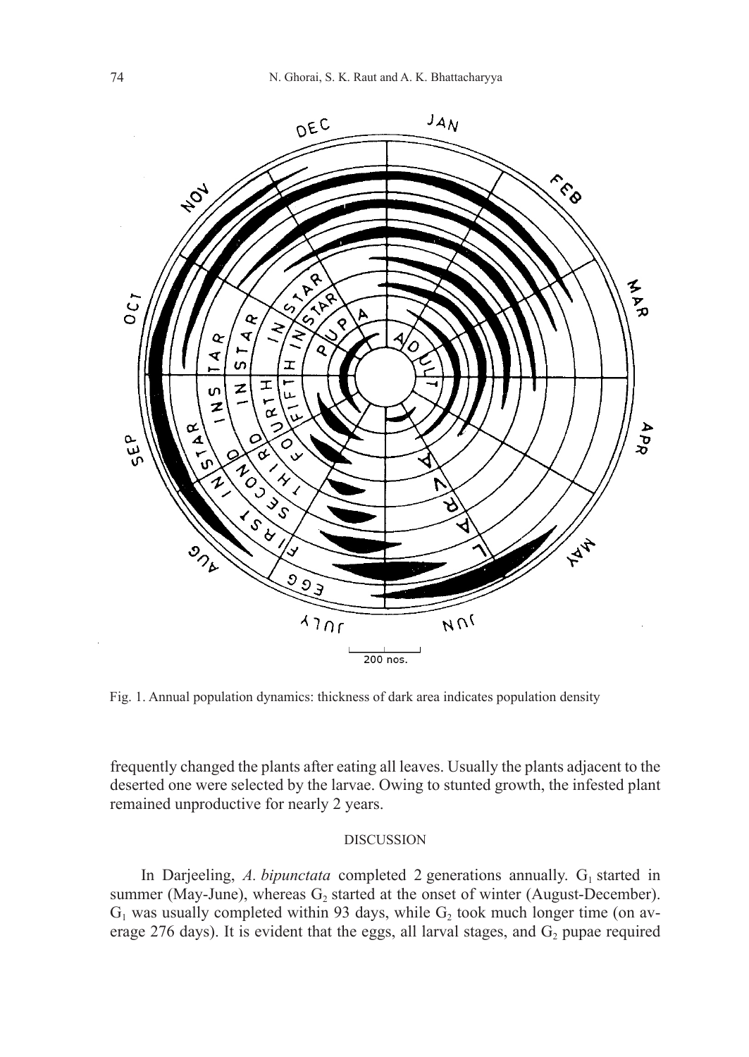Fig. 1. Annual population dynamics: thickness of dark area indicates population density

frequently changed the plants after eating all leaves. Usually the plants adjacent to the deserted one were selected by the larvae. Owing to stunted growth, the infested plant remained unproductive for nearly 2 years.

## DISCUSSION

In Darjeeling, *A. bipunctata* completed 2 generations annually. $G_1$ started in summer (May-June), whereas $G_2$ started at the onset of winter (August-December). $G_1$ was usually completed within 93 days, while $G_2$ took much longer time (on average 276 days). It is evident that the eggs, all larval stages, and $G_2$ pupae required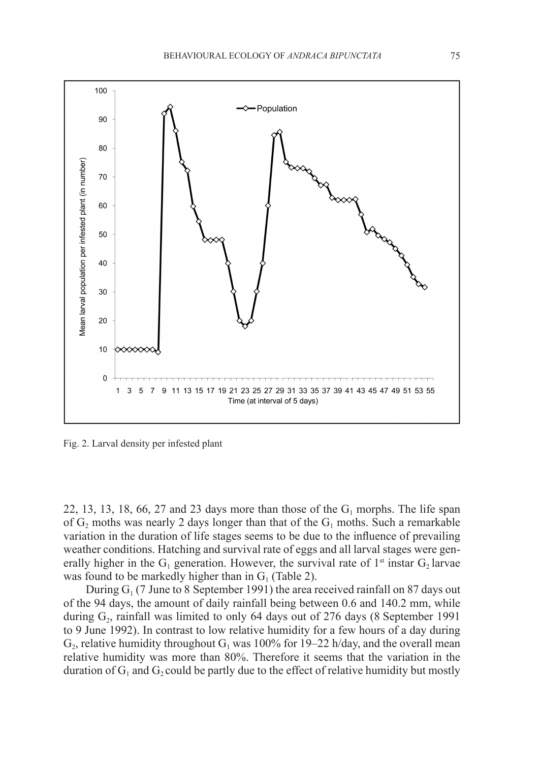Fig. 2. Larval density per infested plant

22, 13, 13, 18, 66, 27 and 23 days more than those of the $G_1$ morphs. The life span of $G_2$ moths was nearly 2 days longer than that of the $G_1$ moths. Such a remarkable variation in the duration of life stages seems to be due to the influence of prevailing weather conditions. Hatching and survival rate of eggs and all larval stages were generally higher in the $G_1$ generation. However, the survival rate of 1st instar $G_2$ larvae was found to be markedly higher than in $G_1$ (Table 2).

During $G_1$ (7 June to 8 September 1991) the area received rainfall on 87 days out of the 94 days, the amount of daily rainfall being between 0.6 and 140.2 mm, while during $G_2$, rainfall was limited to only 64 days out of 276 days (8 September 1991 to 9 June 1992). In contrast to low relative humidity for a few hours of a day during $G_2$, relative humidity throughout $G_1$ was 100% for 19–22 h/day, and the overall mean relative humidity was more than 80%. Therefore it seems that the variation in the duration of $G_1$ and $G_2$ could be partly due to the effect of relative humidity but mostly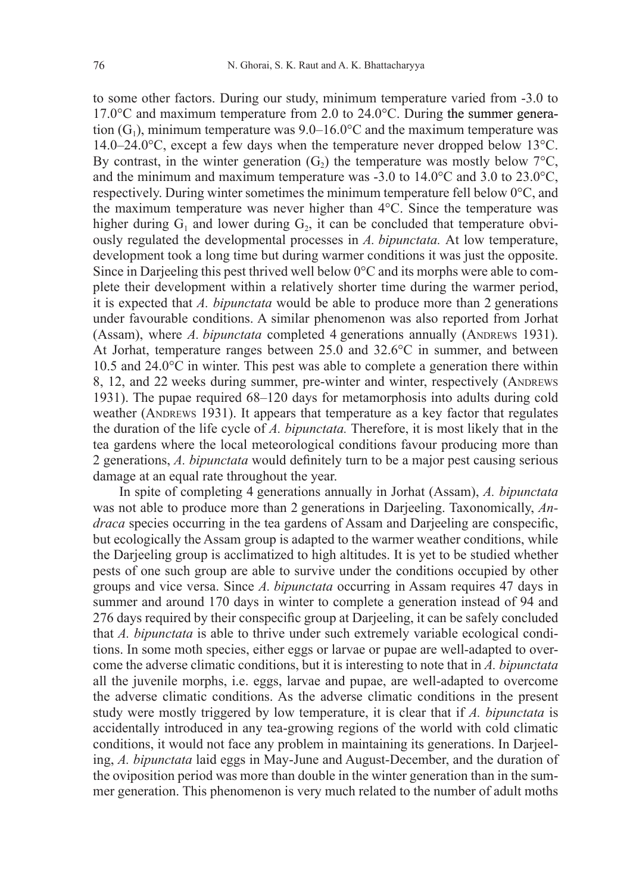to some other factors. During our study, minimum temperature varied from -3.0 to 17.0°C and maximum temperature from 2.0 to 24.0°C. During the summer generation ($G_1$), minimum temperature was 9.0–16.0°C and the maximum temperature was 14.0–24.0°C, except a few days when the temperature never dropped below 13°C. By contrast, in the winter generation ($G_2$) the temperature was mostly below 7°C, and the minimum and maximum temperature was -3.0 to 14.0°C and 3.0 to 23.0°C, respectively. During winter sometimes the minimum temperature fell below 0°C, and the maximum temperature was never higher than 4°C. Since the temperature was higher during $G_1$ and lower during $G_2$, it can be concluded that temperature obviously regulated the developmental processes in *A. bipunctata.* At low temperature, development took a long time but during warmer conditions it was just the opposite. Since in Darjeeling this pest thrived well below 0°C and its morphs were able to complete their development within a relatively shorter time during the warmer period, it is expected that *A. bipunctata* would be able to produce more than 2 generations under favourable conditions. A similar phenomenon was also reported from Jorhat (Assam), where *A. bipunctata* completed 4 generations annually (Andrews 1931). At Jorhat, temperature ranges between 25.0 and 32.6°C in summer, and between 10.5 and 24.0°C in winter. This pest was able to complete a generation there within 8, 12, and 22 weeks during summer, pre-winter and winter, respectively (Andrews 1931). The pupae required 68–120 days for metamorphosis into adults during cold weather (Andrews 1931). It appears that temperature as a key factor that regulates the duration of the life cycle of *A. bipunctata.* Therefore, it is most likely that in the tea gardens where the local meteorological conditions favour producing more than 2 generations, *A. bipunctata* would definitely turn to be a major pest causing serious damage at an equal rate throughout the year.

In spite of completing 4 generations annually in Jorhat (Assam), *A. bipunctata* was not able to produce more than 2 generations in Darjeeling. Taxonomically, *Andraca* species occurring in the tea gardens of Assam and Darjeeling are conspecific, but ecologically the Assam group is adapted to the warmer weather conditions, while the Darjeeling group is acclimatized to high altitudes. It is yet to be studied whether pests of one such group are able to survive under the conditions occupied by other groups and vice versa. Since *A. bipunctata* occurring in Assam requires 47 days in summer and around 170 days in winter to complete a generation instead of 94 and 276 days required by their conspecific group at Darjeeling, it can be safely concluded that *A. bipunctata* is able to thrive under such extremely variable ecological conditions. In some moth species, either eggs or larvae or pupae are well-adapted to overcome the adverse climatic conditions, but it is interesting to note that in *A. bipunctata* all the juvenile morphs, i.e. eggs, larvae and pupae, are well-adapted to overcome the adverse climatic conditions. As the adverse climatic conditions in the present study were mostly triggered by low temperature, it is clear that if *A. bipunctata* is accidentally introduced in any tea-growing regions of the world with cold climatic conditions, it would not face any problem in maintaining its generations. In Darjeeling, *A. bipunctata* laid eggs in May-June and August-December, and the duration of the oviposition period was more than double in the winter generation than in the summer generation. This phenomenon is very much related to the number of adult moths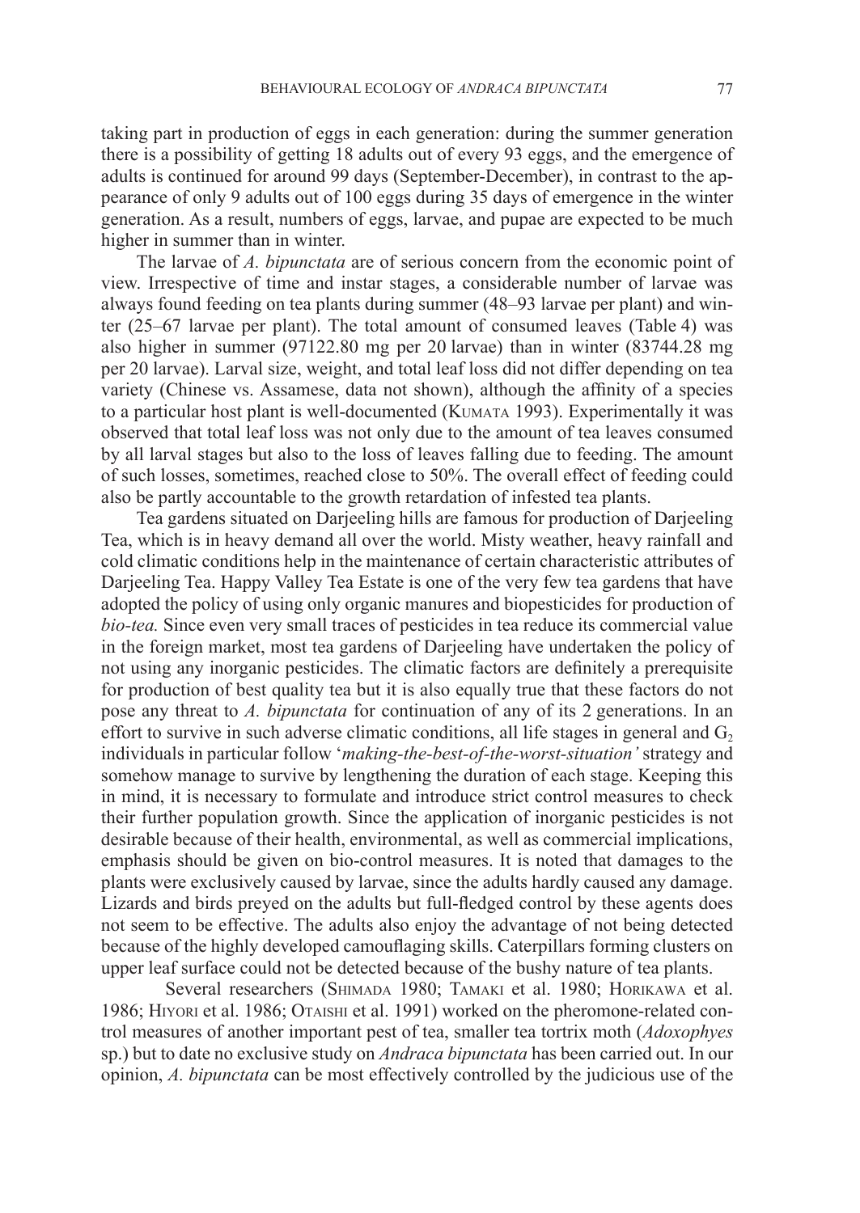taking part in production of eggs in each generation: during the summer generation there is a possibility of getting 18 adults out of every 93 eggs, and the emergence of adults is continued for around 99 days (September-December), in contrast to the appearance of only 9 adults out of 100 eggs during 35 days of emergence in the winter generation. As a result, numbers of eggs, larvae, and pupae are expected to be much higher in summer than in winter.

The larvae of *A. bipunctata* are of serious concern from the economic point of view. Irrespective of time and instar stages, a considerable number of larvae was always found feeding on tea plants during summer (48–93 larvae per plant) and winter (25–67 larvae per plant). The total amount of consumed leaves (Table 4) was also higher in summer (97122.80 mg per 20 larvae) than in winter (83744.28 mg per 20 larvae). Larval size, weight, and total leaf loss did not differ depending on tea variety (Chinese vs. Assamese, data not shown), although the affinity of a species to a particular host plant is well-documented (Kumata 1993). Experimentally it was observed that total leaf loss was not only due to the amount of tea leaves consumed by all larval stages but also to the loss of leaves falling due to feeding. The amount of such losses, sometimes, reached close to 50%. The overall effect of feeding could also be partly accountable to the growth retardation of infested tea plants.

Tea gardens situated on Darjeeling hills are famous for production of Darjeeling Tea, which is in heavy demand all over the world. Misty weather, heavy rainfall and cold climatic conditions help in the maintenance of certain characteristic attributes of Darjeeling Tea. Happy Valley Tea Estate is one of the very few tea gardens that have adopted the policy of using only organic manures and biopesticides for production of *bio-tea.* Since even very small traces of pesticides in tea reduce its commercial value in the foreign market, most tea gardens of Darjeeling have undertaken the policy of not using any inorganic pesticides. The climatic factors are definitely a prerequisite for production of best quality tea but it is also equally true that these factors do not pose any threat to *A. bipunctata* for continuation of any of its 2 generations. In an effort to survive in such adverse climatic conditions, all life stages in general and $G_2$ individuals in particular follow '*making-the-best-of-the-worst-situation'* strategy and somehow manage to survive by lengthening the duration of each stage. Keeping this in mind, it is necessary to formulate and introduce strict control measures to check their further population growth. Since the application of inorganic pesticides is not desirable because of their health, environmental, as well as commercial implications, emphasis should be given on bio-control measures. It is noted that damages to the plants were exclusively caused by larvae, since the adults hardly caused any damage. Lizards and birds preyed on the adults but full-fledged control by these agents does not seem to be effective. The adults also enjoy the advantage of not being detected because of the highly developed camouflaging skills. Caterpillars forming clusters on upper leaf surface could not be detected because of the bushy nature of tea plants.

Several researchers (Shimada 1980; Tamaki et al. 1980; Horikawa et al. 1986; Hiyori et al. 1986; Otaishi et al. 1991) worked on the pheromone-related control measures of another important pest of tea, smaller tea tortrix moth (*Adoxophyes* sp.) but to date no exclusive study on *Andraca bipunctata* has been carried out. In our opinion, *A. bipunctata* can be most effectively controlled by the judicious use of the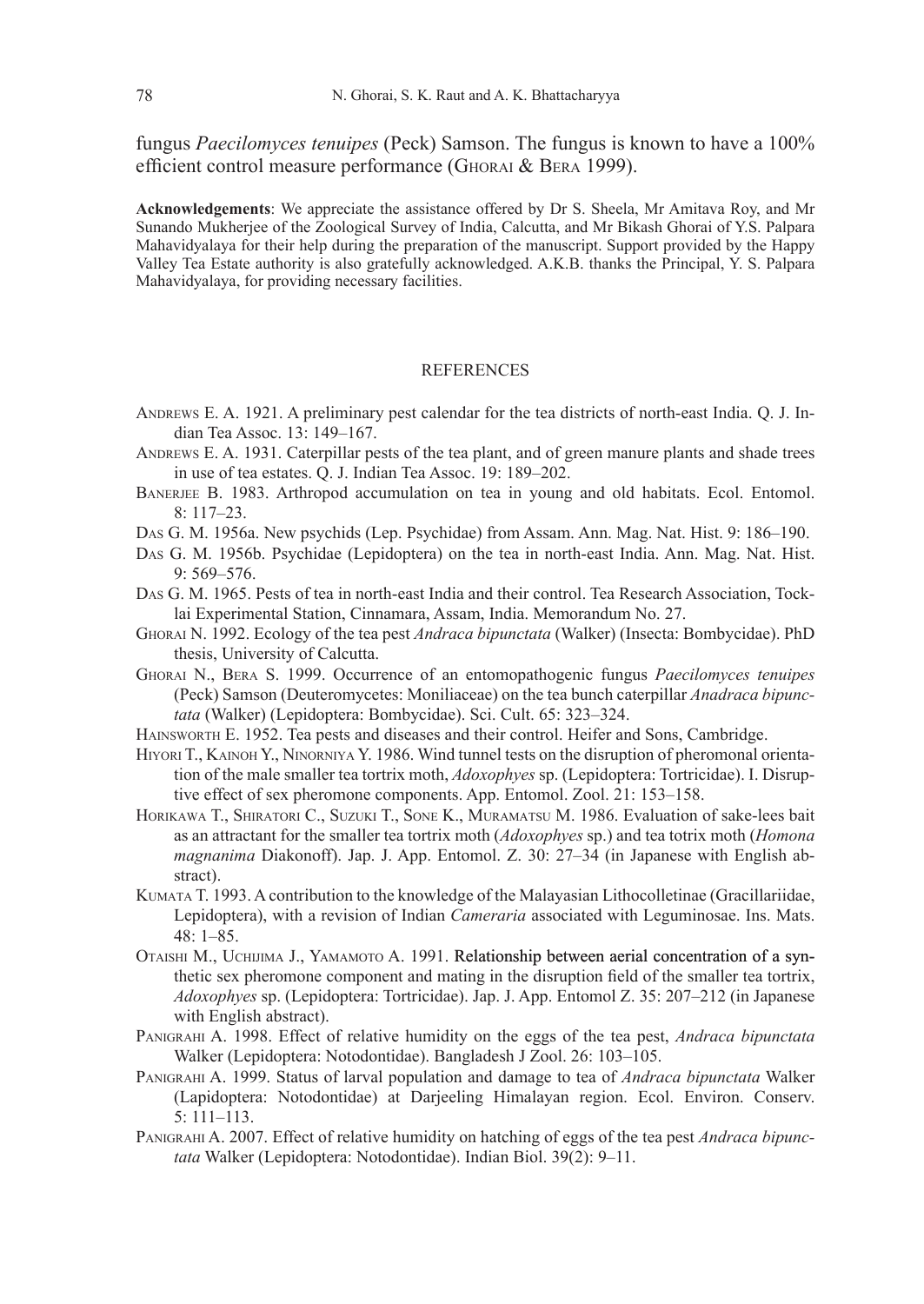fungus *Paecilomyces tenuipes* (Peck) Samson. The fungus is known to have a 100% efficient control measure performance (Ghorai & Bera 1999).

**Acknowledgements**: We appreciate the assistance offered by Dr S. Sheela, Mr Amitava Roy, and Mr Sunando Mukherjee of the Zoological Survey of India, Calcutta, and Mr Bikash Ghorai of Y.S. Palpara Mahavidyalaya for their help during the preparation of the manuscript. Support provided by the Happy Valley Tea Estate authority is also gratefully acknowledged. A.K.B. thanks the Principal, Y. S. Palpara Mahavidyalaya, for providing necessary facilities.

## REFERENCES

Andrews E. A. 1921. A preliminary pest calendar for the tea districts of north-east India. Q. J. Indian Tea Assoc. 13: 149–167.

Andrews E. A. 1931. Caterpillar pests of the tea plant, and of green manure plants and shade trees in use of tea estates. Q. J. Indian Tea Assoc. 19: 189–202.

Banerjee B. 1983. Arthropod accumulation on tea in young and old habitats. Ecol. Entomol. 8: 117–23.

Das G. M. 1956a. New psychids (Lep. Psychidae) from Assam. Ann. Mag. Nat. Hist. 9: 186–190.

Das G. M. 1956b. Psychidae (Lepidoptera) on the tea in north-east India. Ann. Mag. Nat. Hist. 9: 569–576.

Das G. M. 1965. Pests of tea in north-east India and their control. Tea Research Association, Tocklai Experimental Station, Cinnamara, Assam, India. Memorandum No. 27.

Ghorai N. 1992. Ecology of the tea pest *Andraca bipunctata* (Walker) (Insecta: Bombycidae). PhD thesis, University of Calcutta.

Ghorai N., Bera S. 1999. Occurrence of an entomopathogenic fungus *Paecilomyces tenuipes* (Peck) Samson (Deuteromycetes: Moniliaceae) on the tea bunch caterpillar *Anadraca bipunctata* (Walker) (Lepidoptera: Bombycidae). Sci. Cult. 65: 323–324.

Hainsworth E. 1952. Tea pests and diseases and their control. Heifer and Sons, Cambridge.

Hiyori T., Kainoh Y., Ninorniya Y. 1986. Wind tunnel tests on the disruption of pheromonal orientation of the male smaller tea tortrix moth, *Adoxophyes* sp. (Lepidoptera: Tortricidae). I. Disruptive effect of sex pheromone components. App. Entomol. Zool. 21: 153–158.

Horikawa T., Shiratori C., Suzuki T., Sone K., Muramatsu M. 1986. Evaluation of sake-lees bait as an attractant for the smaller tea tortrix moth (*Adoxophyes* sp.) and tea totrix moth (*Homona magnanima* Diakonoff). Jap. J. App. Entomol. Z. 30: 27–34 (in Japanese with English abstract).

Kumata T. 1993. A contribution to the knowledge of the Malayasian Lithocolletinae (Gracillariidae, Lepidoptera), with a revision of Indian *Cameraria* associated with Leguminosae. Ins. Mats. 48: 1–85.

Otaishi M., Uchijima J., Yamamoto A. 1991. Relationship between aerial concentration of a synthetic sex pheromone component and mating in the disruption field of the smaller tea tortrix, *Adoxophyes* sp. (Lepidoptera: Tortricidae). Jap. J. App. Entomol Z. 35: 207–212 (in Japanese with English abstract).

Panigrahi A. 1998. Effect of relative humidity on the eggs of the tea pest, *Andraca bipunctata* Walker (Lepidoptera: Notodontidae). Bangladesh J Zool. 26: 103–105.

Panigrahi A. 1999. Status of larval population and damage to tea of *Andraca bipunctata* Walker (Lapidoptera: Notodontidae) at Darjeeling Himalayan region. Ecol. Environ. Conserv. 5: 111–113.

Panigrahi A. 2007. Effect of relative humidity on hatching of eggs of the tea pest *Andraca bipunctata* Walker (Lepidoptera: Notodontidae). Indian Biol. 39(2): 9–11.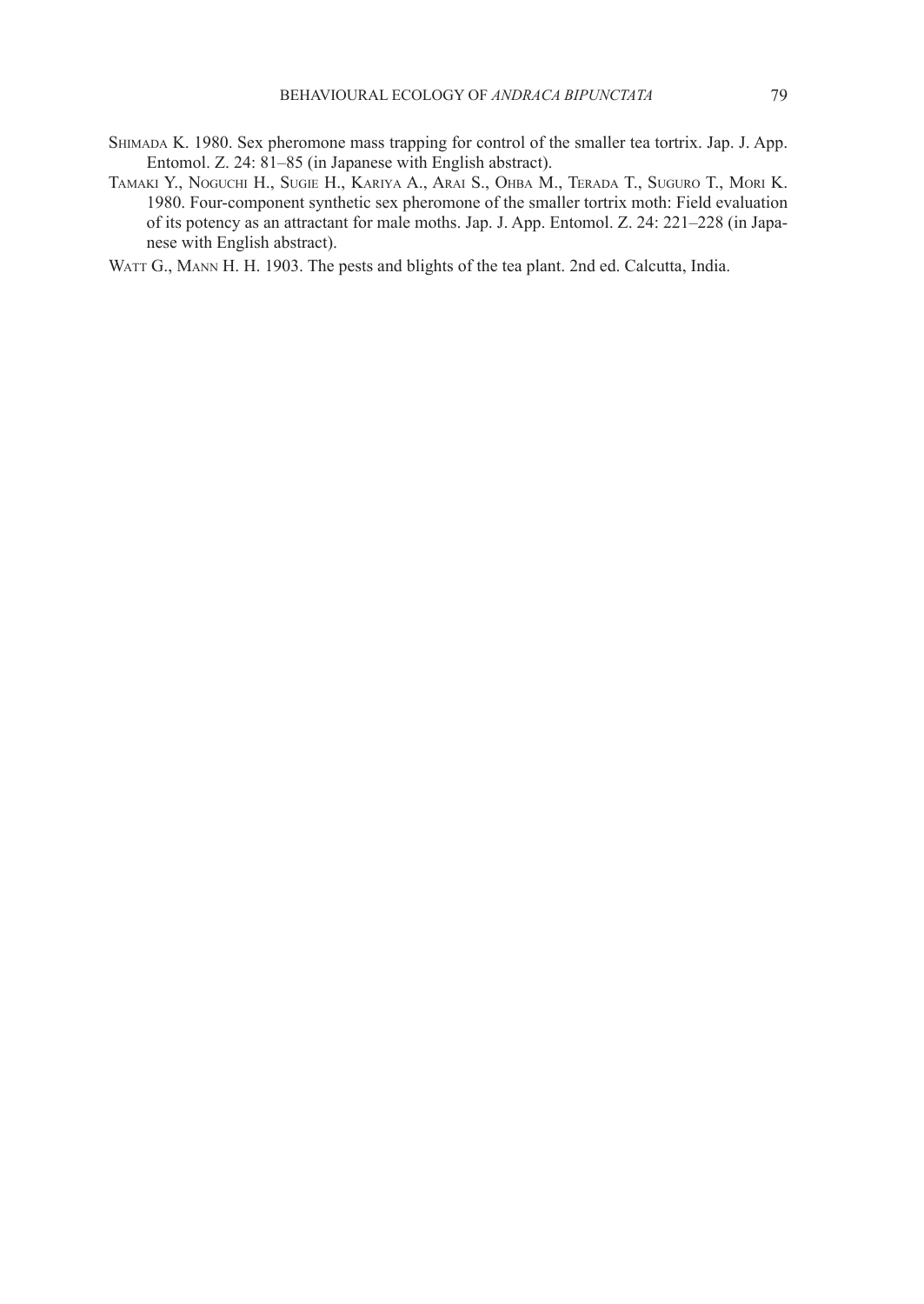Shimada K. 1980. Sex pheromone mass trapping for control of the smaller tea tortrix. Jap. J. App. Entomol. Z. 24: 81–85 (in Japanese with English abstract).

Tamaki Y., Noguchi H., Sugie H., Kariya A., Arai S., Ohba M., Terada T., Suguro T., Mori K. 1980. Four-component synthetic sex pheromone of the smaller tortrix moth: Field evaluation of its potency as an attractant for male moths. Jap. J. App. Entomol. Z. 24: 221–228 (in Japanese with English abstract).

Watt G., Mann H. H. 1903. The pests and blights of the tea plant. 2nd ed. Calcutta, India.